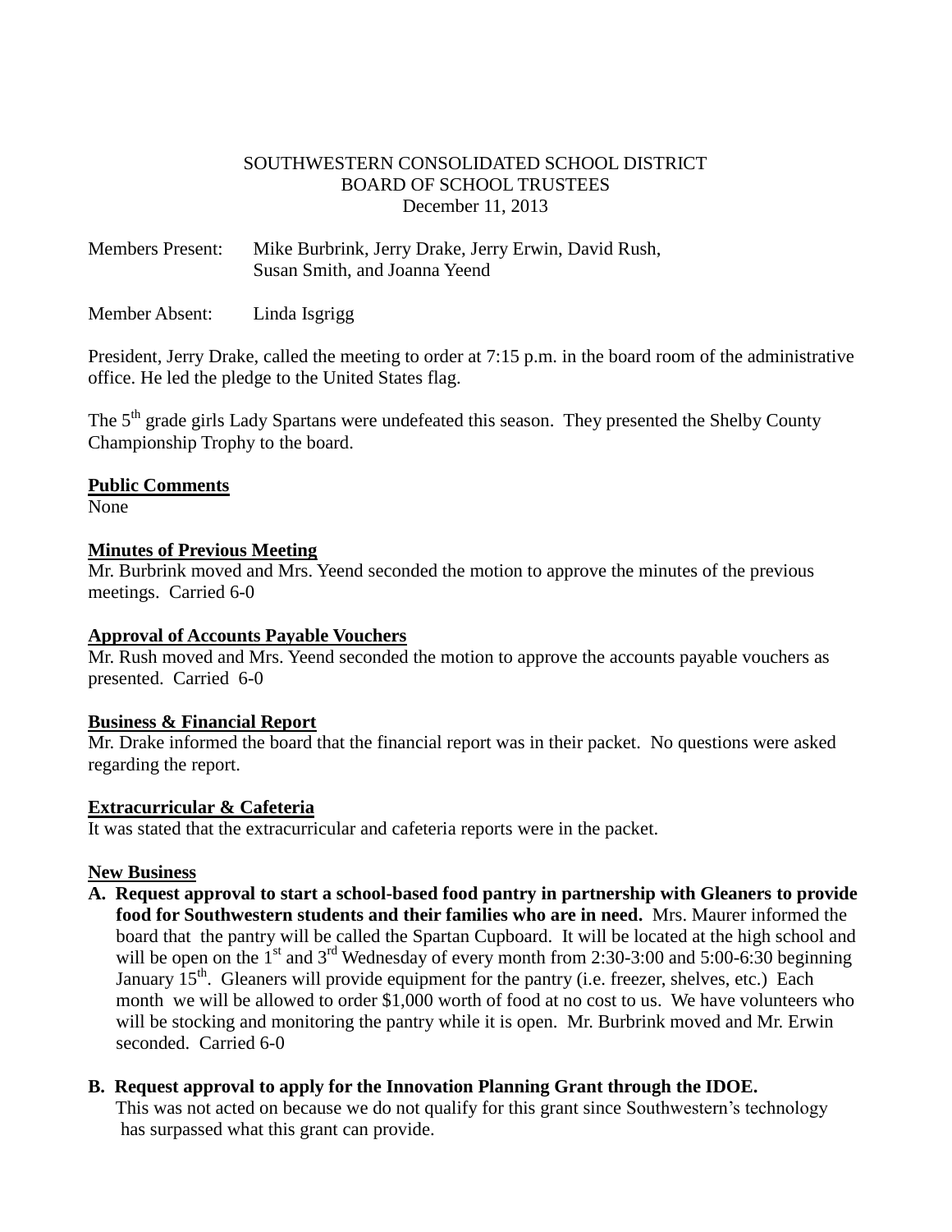SOUTHWESTERN CONSOLIDATED SCHOOL DISTRICT
BOARD OF SCHOOL TRUSTEES
December 11, 2013

Members Present: Mike Burbrink, Jerry Drake, Jerry Erwin, David Rush, Susan Smith, and Joanna Yeend

Member Absent: Linda Isgrigg

President, Jerry Drake, called the meeting to order at 7:15 p.m. in the board room of the administrative office. He led the pledge to the United States flag.

The 5th grade girls Lady Spartans were undefeated this season. They presented the Shelby County Championship Trophy to the board.

**Public Comments**

None

**Minutes of Previous Meeting**

Mr. Burbrink moved and Mrs. Yeend seconded the motion to approve the minutes of the previous meetings. Carried 6-0

**Approval of Accounts Payable Vouchers**

Mr. Rush moved and Mrs. Yeend seconded the motion to approve the accounts payable vouchers as presented. Carried 6-0

**Business & Financial Report**

Mr. Drake informed the board that the financial report was in their packet. No questions were asked regarding the report.

**Extracurricular & Cafeteria**

It was stated that the extracurricular and cafeteria reports were in the packet.

**New Business**

**A. Request approval to start a school-based food pantry in partnership with Gleaners to provide food for Southwestern students and their families who are in need.** Mrs. Maurer informed the board that the pantry will be called the Spartan Cupboard. It will be located at the high school and will be open on the 1st and 3rd Wednesday of every month from 2:30-3:00 and 5:00-6:30 beginning January 15th. Gleaners will provide equipment for the pantry (i.e. freezer, shelves, etc.) Each month we will be allowed to order $1,000 worth of food at no cost to us. We have volunteers who will be stocking and monitoring the pantry while it is open. Mr. Burbrink moved and Mr. Erwin seconded. Carried 6-0

**B. Request approval to apply for the Innovation Planning Grant through the IDOE.** This was not acted on because we do not qualify for this grant since Southwestern's technology has surpassed what this grant can provide.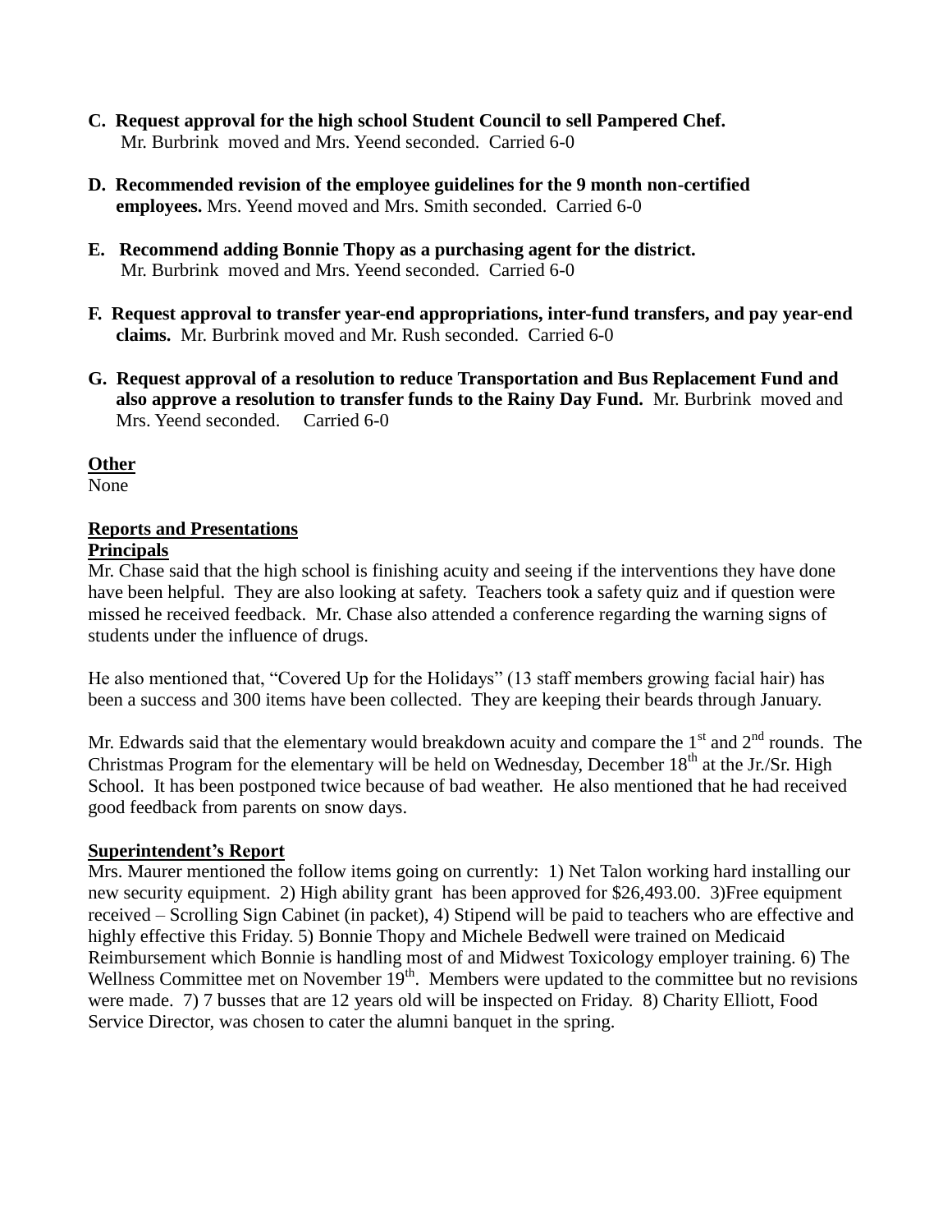**C. Request approval for the high school Student Council to sell Pampered Chef.** Mr. Burbrink moved and Mrs. Yeend seconded. Carried 6-0

**D. Recommended revision of the employee guidelines for the 9 month non-certified employees.** Mrs. Yeend moved and Mrs. Smith seconded. Carried 6-0

**E. Recommend adding Bonnie Thopy as a purchasing agent for the district.** Mr. Burbrink moved and Mrs. Yeend seconded. Carried 6-0

**F. Request approval to transfer year-end appropriations, inter-fund transfers, and pay year-end claims.** Mr. Burbrink moved and Mr. Rush seconded. Carried 6-0

**G. Request approval of a resolution to reduce Transportation and Bus Replacement Fund and also approve a resolution to transfer funds to the Rainy Day Fund.** Mr. Burbrink moved and Mrs. Yeend seconded. Carried 6-0

**Other**

None

**Reports and Presentations**

**Principals**

Mr. Chase said that the high school is finishing acuity and seeing if the interventions they have done have been helpful. They are also looking at safety. Teachers took a safety quiz and if question were missed he received feedback. Mr. Chase also attended a conference regarding the warning signs of students under the influence of drugs.

He also mentioned that, "Covered Up for the Holidays" (13 staff members growing facial hair) has been a success and 300 items have been collected. They are keeping their beards through January.

Mr. Edwards said that the elementary would breakdown acuity and compare the 1st and 2nd rounds. The Christmas Program for the elementary will be held on Wednesday, December 18th at the Jr./Sr. High School. It has been postponed twice because of bad weather. He also mentioned that he had received good feedback from parents on snow days.

**Superintendent's Report**

Mrs. Maurer mentioned the follow items going on currently: 1) Net Talon working hard installing our new security equipment. 2) High ability grant has been approved for $26,493.00. 3)Free equipment received – Scrolling Sign Cabinet (in packet), 4) Stipend will be paid to teachers who are effective and highly effective this Friday. 5) Bonnie Thopy and Michele Bedwell were trained on Medicaid Reimbursement which Bonnie is handling most of and Midwest Toxicology employer training. 6) The Wellness Committee met on November 19th. Members were updated to the committee but no revisions were made. 7) 7 busses that are 12 years old will be inspected on Friday. 8) Charity Elliott, Food Service Director, was chosen to cater the alumni banquet in the spring.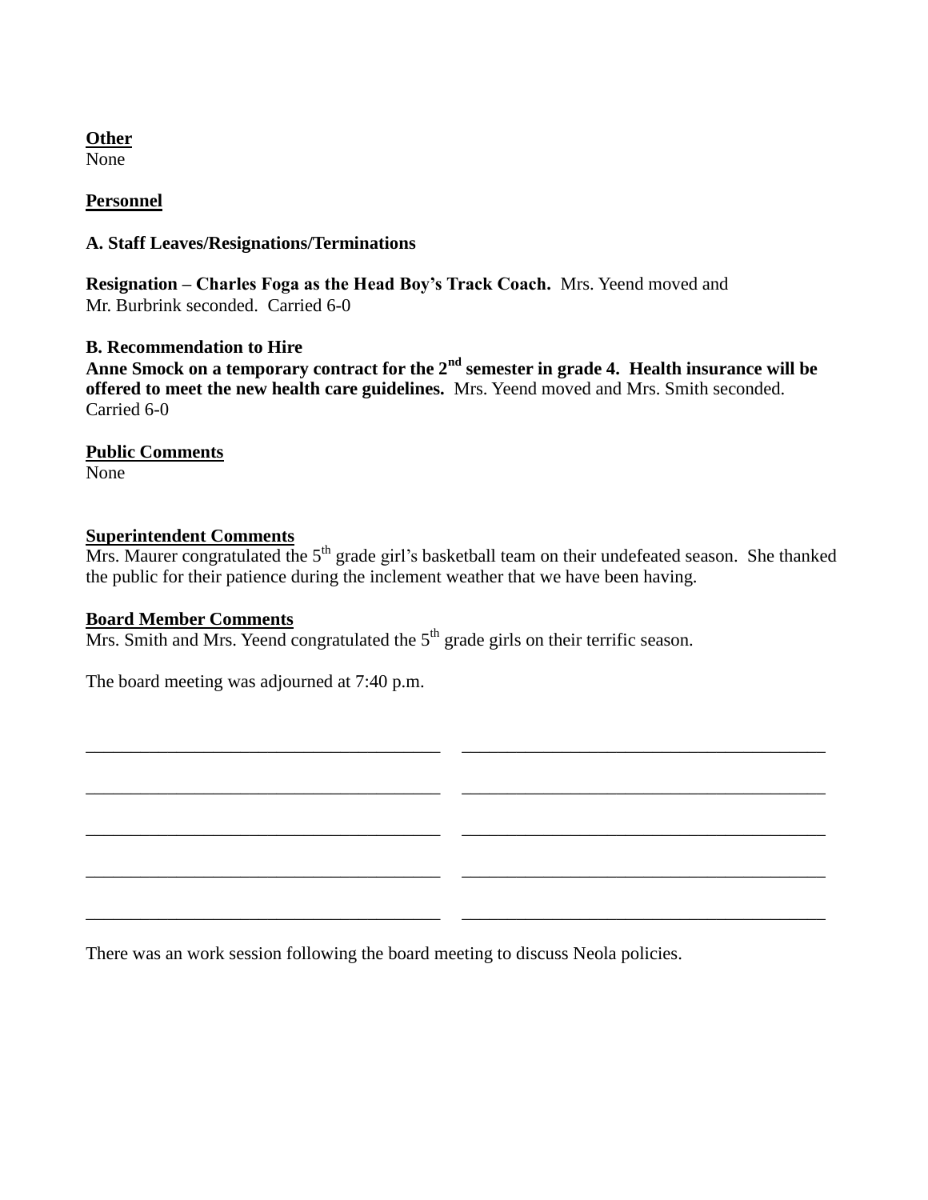**Other**
None

**Personnel**

**A. Staff Leaves/Resignations/Terminations**

**Resignation – Charles Foga as the Head Boy's Track Coach.** Mrs. Yeend moved and Mr. Burbrink seconded. Carried 6-0

**B. Recommendation to Hire**
**Anne Smock on a temporary contract for the 2nd semester in grade 4. Health insurance will be offered to meet the new health care guidelines.** Mrs. Yeend moved and Mrs. Smith seconded. Carried 6-0

**Public Comments**
None

**Superintendent Comments**
Mrs. Maurer congratulated the 5th grade girl's basketball team on their undefeated season. She thanked the public for their patience during the inclement weather that we have been having.

**Board Member Comments**
Mrs. Smith and Mrs. Yeend congratulated the 5th grade girls on their terrific season.

The board meeting was adjourned at 7:40 p.m.

\_\_\_\_\_\_\_\_\_\_\_\_\_\_\_\_\_\_\_\_\_\_\_\_\_\_\_\_\_\_\_\_\_\_\_\_\_\_\_ \_\_\_\_\_\_\_\_\_\_\_\_\_\_\_\_\_\_\_\_\_\_\_\_\_\_\_\_\_\_\_\_\_\_\_\_\_\_\_

\_\_\_\_\_\_\_\_\_\_\_\_\_\_\_\_\_\_\_\_\_\_\_\_\_\_\_\_\_\_\_\_\_\_\_\_\_\_\_ \_\_\_\_\_\_\_\_\_\_\_\_\_\_\_\_\_\_\_\_\_\_\_\_\_\_\_\_\_\_\_\_\_\_\_\_\_\_\_

\_\_\_\_\_\_\_\_\_\_\_\_\_\_\_\_\_\_\_\_\_\_\_\_\_\_\_\_\_\_\_\_\_\_\_\_\_\_\_ \_\_\_\_\_\_\_\_\_\_\_\_\_\_\_\_\_\_\_\_\_\_\_\_\_\_\_\_\_\_\_\_\_\_\_\_\_\_\_

\_\_\_\_\_\_\_\_\_\_\_\_\_\_\_\_\_\_\_\_\_\_\_\_\_\_\_\_\_\_\_\_\_\_\_\_\_\_\_ \_\_\_\_\_\_\_\_\_\_\_\_\_\_\_\_\_\_\_\_\_\_\_\_\_\_\_\_\_\_\_\_\_\_\_\_\_\_\_

\_\_\_\_\_\_\_\_\_\_\_\_\_\_\_\_\_\_\_\_\_\_\_\_\_\_\_\_\_\_\_\_\_\_\_\_\_\_\_ \_\_\_\_\_\_\_\_\_\_\_\_\_\_\_\_\_\_\_\_\_\_\_\_\_\_\_\_\_\_\_\_\_\_\_\_\_\_\_

There was an work session following the board meeting to discuss Neola policies.